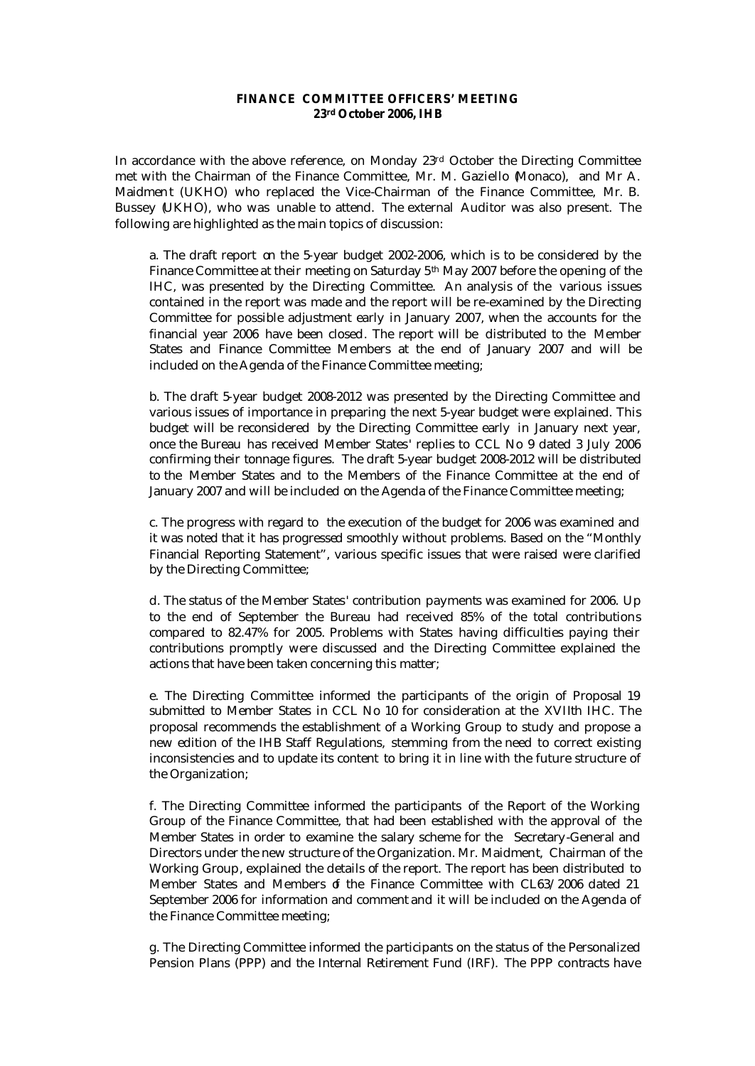**FINANCE COMMITTEE OFFICERS' MEETING**
**23rd October 2006, IHB**

In accordance with the above reference, on Monday 23rd October the Directing Committee met with the Chairman of the Finance Committee, Mr. M. Gaziello (Monaco), and Mr A. Maidment (UKHO) who replaced the Vice-Chairman of the Finance Committee, Mr. B. Bussey (UKHO), who was unable to attend. The external Auditor was also present. The following are highlighted as the main topics of discussion:

a. The draft report on the 5-year budget 2002-2006, which is to be considered by the Finance Committee at their meeting on Saturday 5th May 2007 before the opening of the IHC, was presented by the Directing Committee. An analysis of the various issues contained in the report was made and the report will be re-examined by the Directing Committee for possible adjustment early in January 2007, when the accounts for the financial year 2006 have been closed. The report will be distributed to the Member States and Finance Committee Members at the end of January 2007 and will be included on the Agenda of the Finance Committee meeting;

b. The draft 5-year budget 2008-2012 was presented by the Directing Committee and various issues of importance in preparing the next 5-year budget were explained. This budget will be reconsidered by the Directing Committee early in January next year, once the Bureau has received Member States' replies to CCL No 9 dated 3 July 2006 confirming their tonnage figures. The draft 5-year budget 2008-2012 will be distributed to the Member States and to the Members of the Finance Committee at the end of January 2007 and will be included on the Agenda of the Finance Committee meeting;

c. The progress with regard to the execution of the budget for 2006 was examined and it was noted that it has progressed smoothly without problems. Based on the "Monthly Financial Reporting Statement", various specific issues that were raised were clarified by the Directing Committee;

d. The status of the Member States' contribution payments was examined for 2006. Up to the end of September the Bureau had received 85% of the total contributions compared to 82.47% for 2005. Problems with States having difficulties paying their contributions promptly were discussed and the Directing Committee explained the actions that have been taken concerning this matter;

e. The Directing Committee informed the participants of the origin of Proposal 19 submitted to Member States in CCL No 10 for consideration at the XVIIth IHC. The proposal recommends the establishment of a Working Group to study and propose a new edition of the IHB Staff Regulations, stemming from the need to correct existing inconsistencies and to update its content to bring it in line with the future structure of the Organization;

f. The Directing Committee informed the participants of the Report of the Working Group of the Finance Committee, that had been established with the approval of the Member States in order to examine the salary scheme for the Secretary-General and Directors under the new structure of the Organization. Mr. Maidment, Chairman of the Working Group, explained the details of the report. The report has been distributed to Member States and Members of the Finance Committee with CL63/2006 dated 21 September 2006 for information and comment and it will be included on the Agenda of the Finance Committee meeting;

g. The Directing Committee informed the participants on the status of the Personalized Pension Plans (PPP) and the Internal Retirement Fund (IRF). The PPP contracts have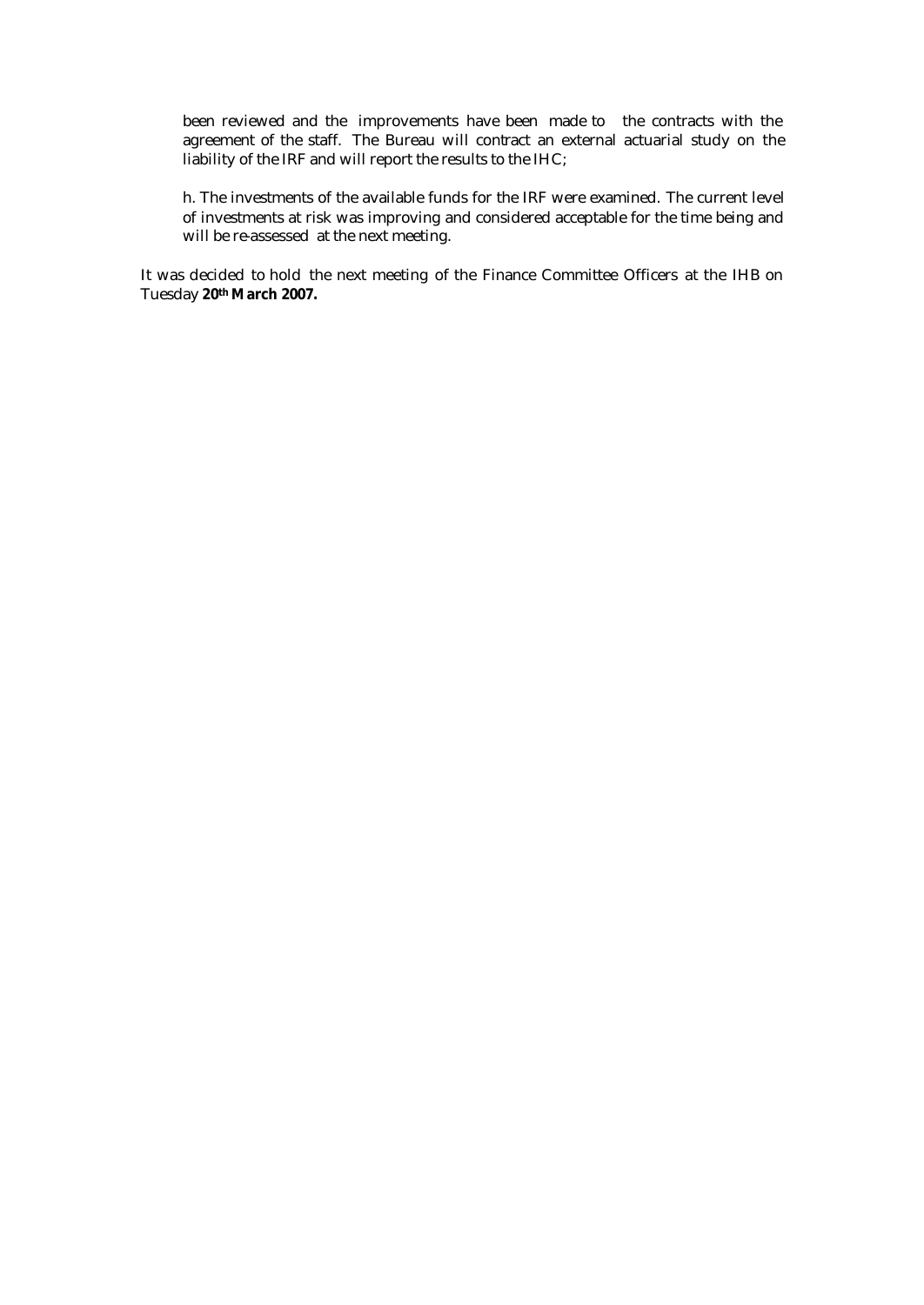been reviewed and the improvements have been made to the contracts with the agreement of the staff. The Bureau will contract an external actuarial study on the liability of the IRF and will report the results to the IHC;

h. The investments of the available funds for the IRF were examined. The current level of investments at risk was improving and considered acceptable for the time being and will be re-assessed at the next meeting.

It was decided to hold the next meeting of the Finance Committee Officers at the IHB on Tuesday **20th March 2007.**